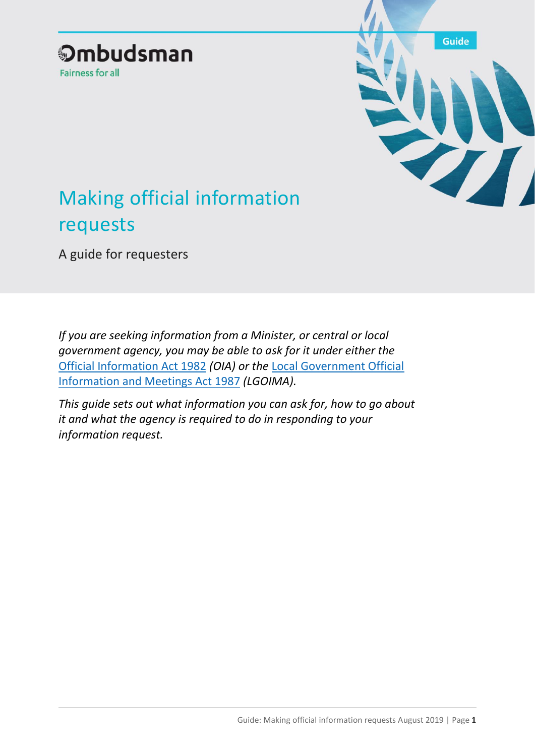Ombudsman

Fairness for all

Guide

# Making official information requests

A guide for requesters

*If you are seeking information from a Minister, or central or local government agency, you may be able to ask for it under either the* [Official Information Act 1982]() *(OIA) or the* [Local Government Official Information and Meetings Act 1987]() *(LGOIMA).*

*This guide sets out what information you can ask for, how to go about it and what the agency is required to do in responding to your information request.*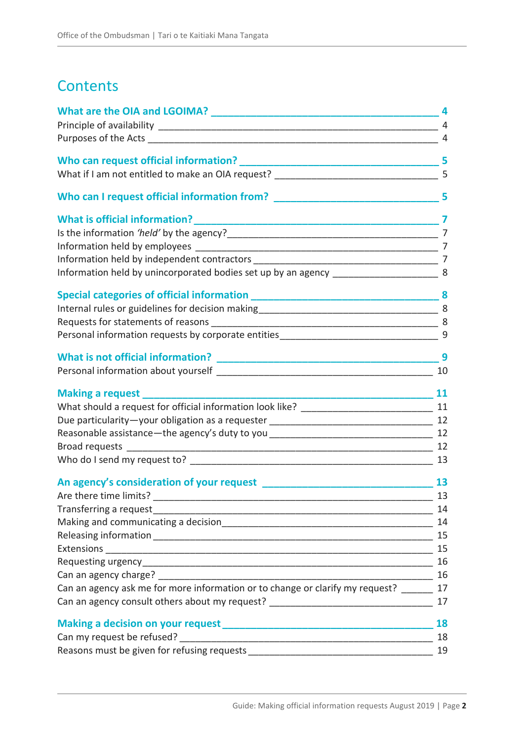# Contents

**What are the OIA and LGOIMA? ____ 4**

Principle of availability ____ 4

Purposes of the Acts ____ 4

**Who can request official information? ____ 5**

What if I am not entitled to make an OIA request? ____ 5

**Who can I request official information from? ____ 5**

**What is official information? ____ 7**

Is the information *'held'* by the agency? ____ 7

Information held by employees ____ 7

Information held by independent contractors ____ 7

Information held by unincorporated bodies set up by an agency ____ 8

**Special categories of official information ____ 8**

Internal rules or guidelines for decision making ____ 8

Requests for statements of reasons ____ 8

Personal information requests by corporate entities ____ 9

**What is not official information? ____ 9**

Personal information about yourself ____ 10

**Making a request ____ 11**

What should a request for official information look like? ____ 11

Due particularity—your obligation as a requester ____ 12

Reasonable assistance—the agency's duty to you ____ 12

Broad requests ____ 12

Who do I send my request to? ____ 13

**An agency's consideration of your request ____ 13**

Are there time limits? ____ 13

Transferring a request ____ 14

Making and communicating a decision ____ 14

Releasing information ____ 15

Extensions ____ 15

Requesting urgency ____ 16

Can an agency charge? ____ 16

Can an agency ask me for more information or to change or clarify my request? ____ 17

Can an agency consult others about my request? ____ 17

**Making a decision on your request ____ 18**

Can my request be refused? ____ 18

Reasons must be given for refusing requests ____ 19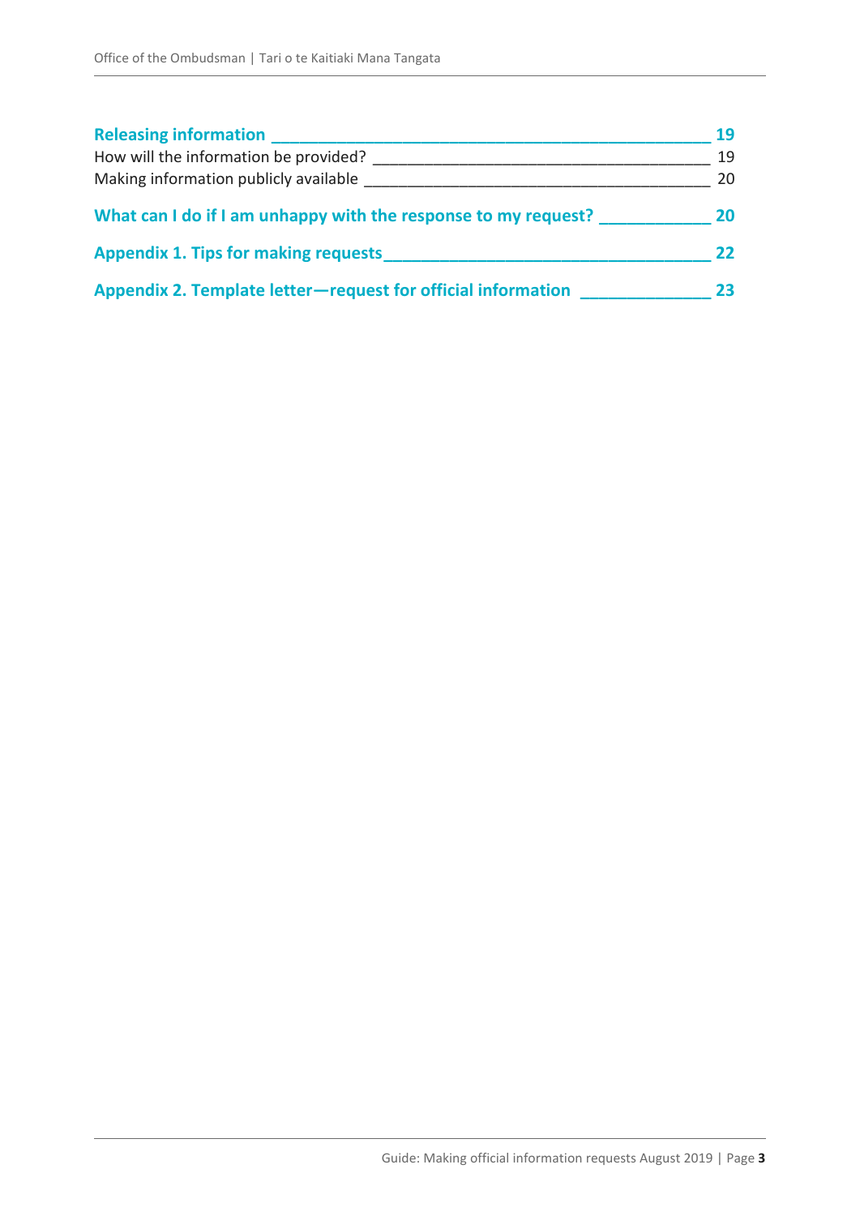**Releasing information** ______ 19

How will the information be provided? ______ 19

Making information publicly available ______ 20

**What can I do if I am unhappy with the response to my request?** ______ 20

**Appendix 1. Tips for making requests** ______ 22

**Appendix 2. Template letter—request for official information** ______ 23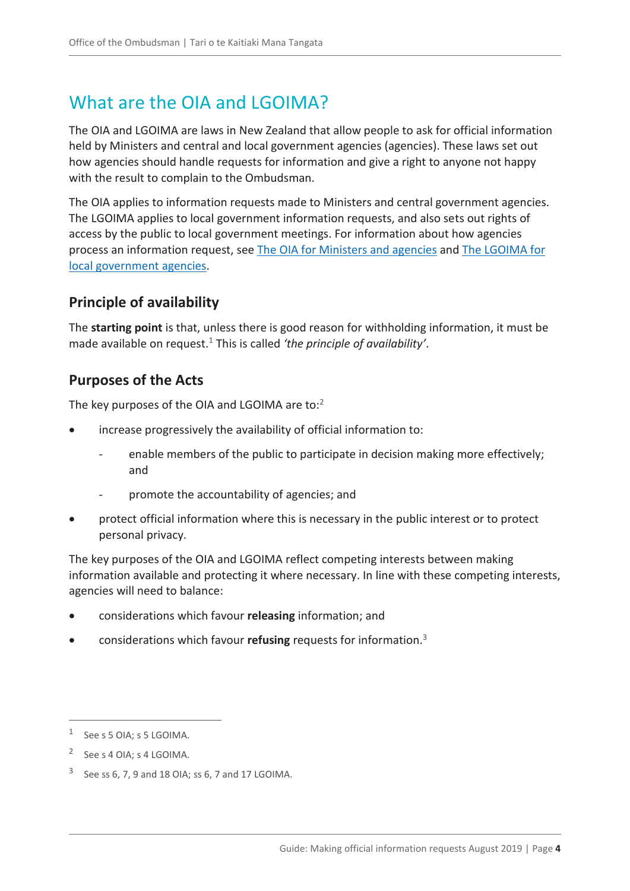# What are the OIA and LGOIMA?

The OIA and LGOIMA are laws in New Zealand that allow people to ask for official information held by Ministers and central and local government agencies (agencies). These laws set out how agencies should handle requests for information and give a right to anyone not happy with the result to complain to the Ombudsman.

The OIA applies to information requests made to Ministers and central government agencies. The LGOIMA applies to local government information requests, and also sets out rights of access by the public to local government meetings. For information about how agencies process an information request, see [The OIA for Ministers and agencies] and [The LGOIMA for local government agencies].

## Principle of availability

The **starting point** is that, unless there is good reason for withholding information, it must be made available on request.[1] This is called *'the principle of availability'*.

## Purposes of the Acts

The key purposes of the OIA and LGOIMA are to:[2]

- increase progressively the availability of official information to:
  - enable members of the public to participate in decision making more effectively; and
  - promote the accountability of agencies; and
- protect official information where this is necessary in the public interest or to protect personal privacy.

The key purposes of the OIA and LGOIMA reflect competing interests between making information available and protecting it where necessary. In line with these competing interests, agencies will need to balance:

- considerations which favour **releasing** information; and
- considerations which favour **refusing** requests for information.[3]

---

[1] See s 5 OIA; s 5 LGOIMA.

[2] See s 4 OIA; s 4 LGOIMA.

[3] See ss 6, 7, 9 and 18 OIA; ss 6, 7 and 17 LGOIMA.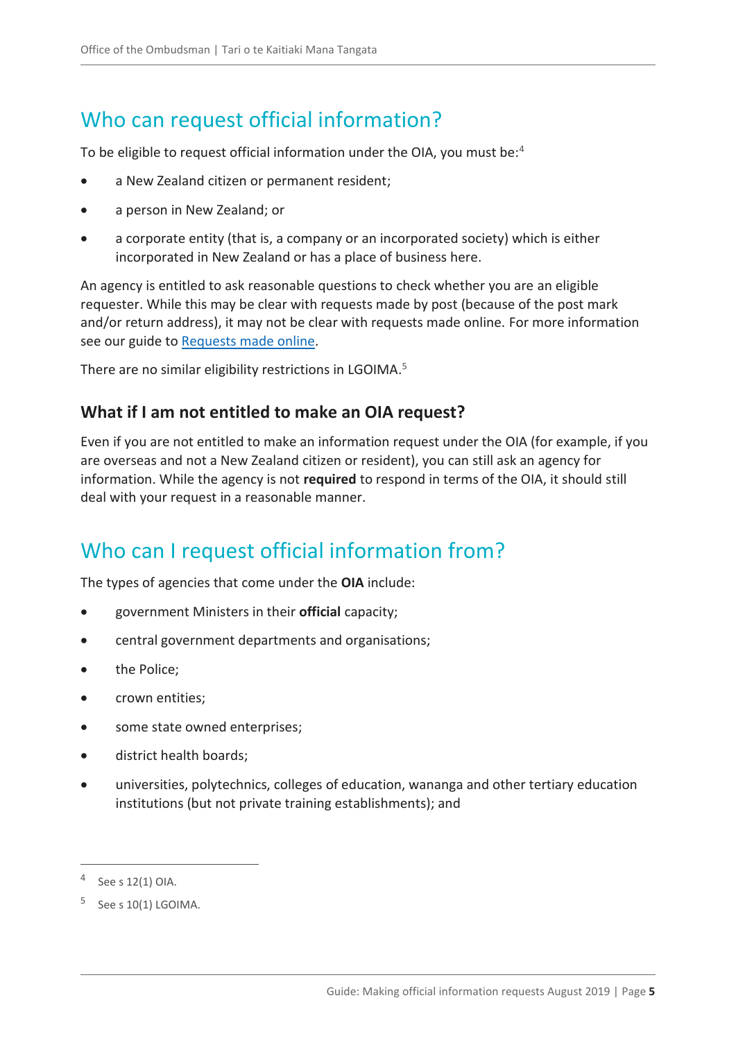## Who can request official information?

To be eligible to request official information under the OIA, you must be:[4]

- a New Zealand citizen or permanent resident;
- a person in New Zealand; or
- a corporate entity (that is, a company or an incorporated society) which is either incorporated in New Zealand or has a place of business here.

An agency is entitled to ask reasonable questions to check whether you are an eligible requester. While this may be clear with requests made by post (because of the post mark and/or return address), it may not be clear with requests made online. For more information see our guide to Requests made online.

There are no similar eligibility restrictions in LGOIMA.[5]

### What if I am not entitled to make an OIA request?

Even if you are not entitled to make an information request under the OIA (for example, if you are overseas and not a New Zealand citizen or resident), you can still ask an agency for information. While the agency is not **required** to respond in terms of the OIA, it should still deal with your request in a reasonable manner.

## Who can I request official information from?

The types of agencies that come under the **OIA** include:

- government Ministers in their **official** capacity;
- central government departments and organisations;
- the Police;
- crown entities;
- some state owned enterprises;
- district health boards;
- universities, polytechnics, colleges of education, wananga and other tertiary education institutions (but not private training establishments); and

---

[4] See s 12(1) OIA.

[5] See s 10(1) LGOIMA.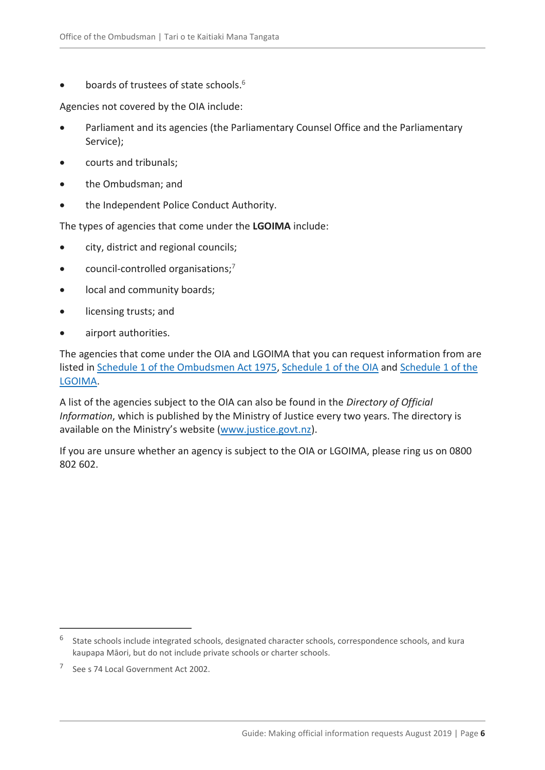- boards of trustees of state schools.[6]

Agencies not covered by the OIA include:

- Parliament and its agencies (the Parliamentary Counsel Office and the Parliamentary Service);
- courts and tribunals;
- the Ombudsman; and
- the Independent Police Conduct Authority.

The types of agencies that come under the **LGOIMA** include:

- city, district and regional councils;
- council-controlled organisations;[7]
- local and community boards;
- licensing trusts; and
- airport authorities.

The agencies that come under the OIA and LGOIMA that you can request information from are listed in [Schedule 1 of the Ombudsmen Act 1975](), [Schedule 1 of the OIA]() and [Schedule 1 of the LGOIMA]().

A list of the agencies subject to the OIA can also be found in the *Directory of Official Information*, which is published by the Ministry of Justice every two years. The directory is available on the Ministry's website ([www.justice.govt.nz](www.justice.govt.nz)).

If you are unsure whether an agency is subject to the OIA or LGOIMA, please ring us on 0800 802 602.

---

[6] State schools include integrated schools, designated character schools, correspondence schools, and kura kaupapa Māori, but do not include private schools or charter schools.

[7] See s 74 Local Government Act 2002.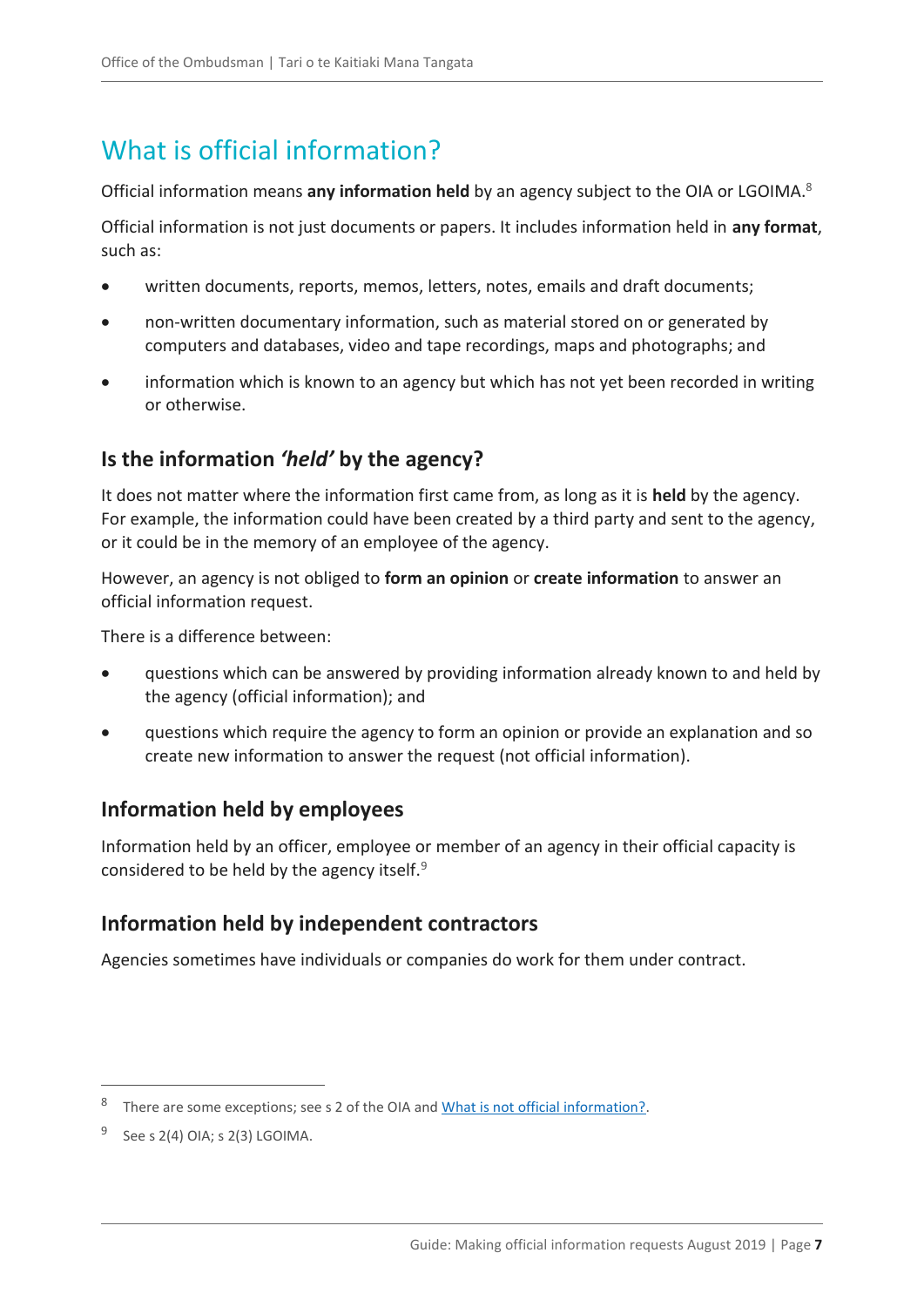# What is official information?

Official information means **any information held** by an agency subject to the OIA or LGOIMA.[8]

Official information is not just documents or papers. It includes information held in **any format**, such as:

- written documents, reports, memos, letters, notes, emails and draft documents;
- non-written documentary information, such as material stored on or generated by computers and databases, video and tape recordings, maps and photographs; and
- information which is known to an agency but which has not yet been recorded in writing or otherwise.

## Is the information *'held'* by the agency?

It does not matter where the information first came from, as long as it is **held** by the agency. For example, the information could have been created by a third party and sent to the agency, or it could be in the memory of an employee of the agency.

However, an agency is not obliged to **form an opinion** or **create information** to answer an official information request.

There is a difference between:

- questions which can be answered by providing information already known to and held by the agency (official information); and
- questions which require the agency to form an opinion or provide an explanation and so create new information to answer the request (not official information).

## Information held by employees

Information held by an officer, employee or member of an agency in their official capacity is considered to be held by the agency itself.[9]

## Information held by independent contractors

Agencies sometimes have individuals or companies do work for them under contract.

---

[8] There are some exceptions; see s 2 of the OIA and What is not official information?.

[9] See s 2(4) OIA; s 2(3) LGOIMA.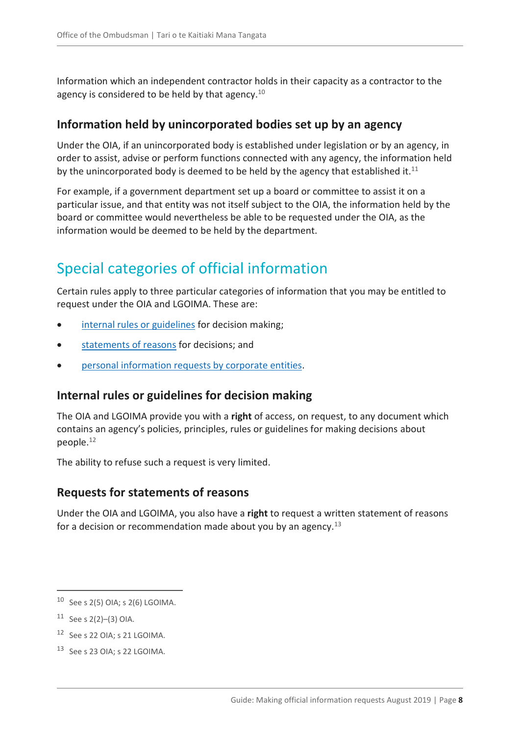Information which an independent contractor holds in their capacity as a contractor to the agency is considered to be held by that agency.[10]

### Information held by unincorporated bodies set up by an agency

Under the OIA, if an unincorporated body is established under legislation or by an agency, in order to assist, advise or perform functions connected with any agency, the information held by the unincorporated body is deemed to be held by the agency that established it.[11]

For example, if a government department set up a board or committee to assist it on a particular issue, and that entity was not itself subject to the OIA, the information held by the board or committee would nevertheless be able to be requested under the OIA, as the information would be deemed to be held by the department.

## Special categories of official information

Certain rules apply to three particular categories of information that you may be entitled to request under the OIA and LGOIMA. These are:

- internal rules or guidelines for decision making;
- statements of reasons for decisions; and
- personal information requests by corporate entities.

### Internal rules or guidelines for decision making

The OIA and LGOIMA provide you with a **right** of access, on request, to any document which contains an agency's policies, principles, rules or guidelines for making decisions about people.[12]

The ability to refuse such a request is very limited.

### Requests for statements of reasons

Under the OIA and LGOIMA, you also have a **right** to request a written statement of reasons for a decision or recommendation made about you by an agency.[13]

---

[10] See s 2(5) OIA; s 2(6) LGOIMA.

[11] See s 2(2)–(3) OIA.

[12] See s 22 OIA; s 21 LGOIMA.

[13] See s 23 OIA; s 22 LGOIMA.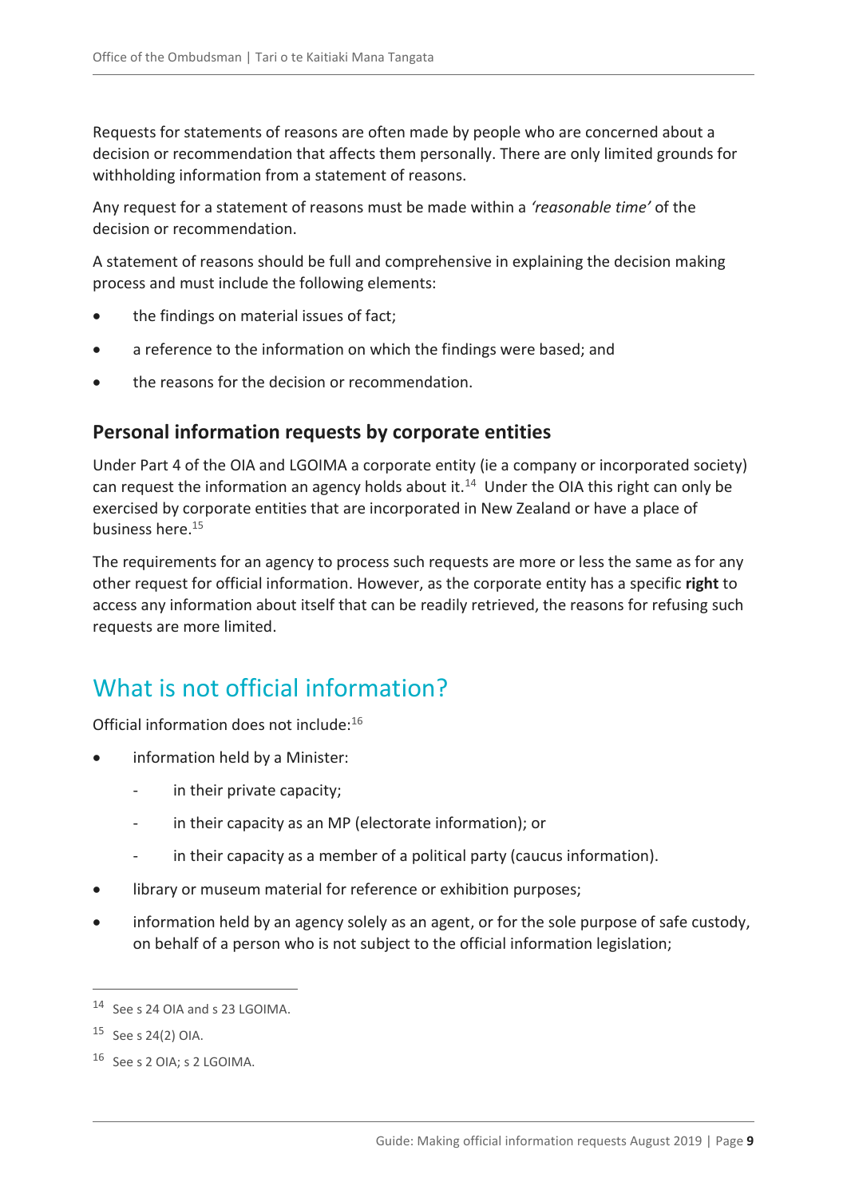Requests for statements of reasons are often made by people who are concerned about a decision or recommendation that affects them personally. There are only limited grounds for withholding information from a statement of reasons.

Any request for a statement of reasons must be made within a *'reasonable time'* of the decision or recommendation.

A statement of reasons should be full and comprehensive in explaining the decision making process and must include the following elements:

- the findings on material issues of fact;
- a reference to the information on which the findings were based; and
- the reasons for the decision or recommendation.

### Personal information requests by corporate entities

Under Part 4 of the OIA and LGOIMA a corporate entity (ie a company or incorporated society) can request the information an agency holds about it.[14] Under the OIA this right can only be exercised by corporate entities that are incorporated in New Zealand or have a place of business here.[15]

The requirements for an agency to process such requests are more or less the same as for any other request for official information. However, as the corporate entity has a specific **right** to access any information about itself that can be readily retrieved, the reasons for refusing such requests are more limited.

## What is not official information?

Official information does not include:[16]

- information held by a Minister:
  - in their private capacity;
  - in their capacity as an MP (electorate information); or
  - in their capacity as a member of a political party (caucus information).
- library or museum material for reference or exhibition purposes;
- information held by an agency solely as an agent, or for the sole purpose of safe custody, on behalf of a person who is not subject to the official information legislation;

---

[14] See s 24 OIA and s 23 LGOIMA.

[15] See s 24(2) OIA.

[16] See s 2 OIA; s 2 LGOIMA.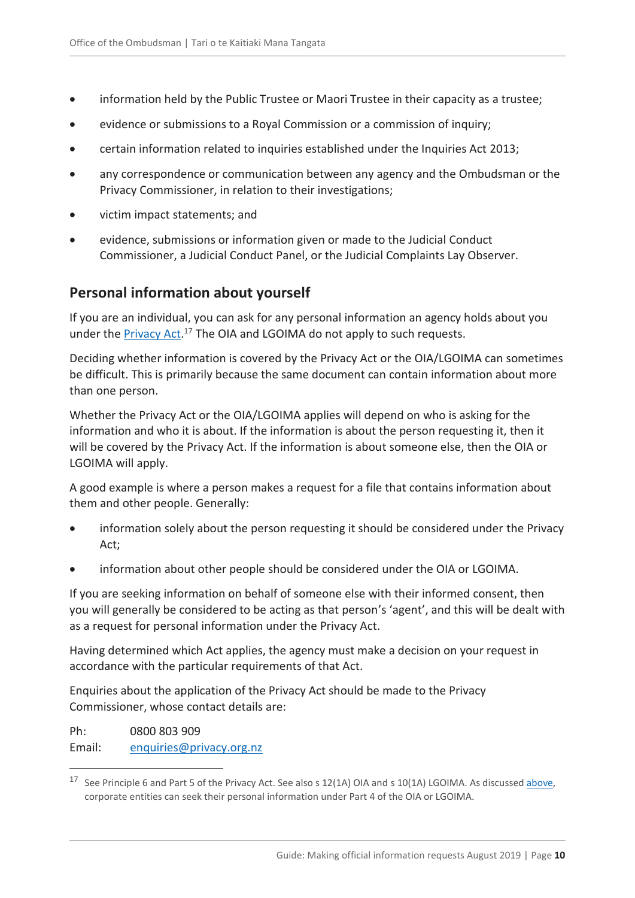- information held by the Public Trustee or Maori Trustee in their capacity as a trustee;
- evidence or submissions to a Royal Commission or a commission of inquiry;
- certain information related to inquiries established under the Inquiries Act 2013;
- any correspondence or communication between any agency and the Ombudsman or the Privacy Commissioner, in relation to their investigations;
- victim impact statements; and
- evidence, submissions or information given or made to the Judicial Conduct Commissioner, a Judicial Conduct Panel, or the Judicial Complaints Lay Observer.

## Personal information about yourself

If you are an individual, you can ask for any personal information an agency holds about you under the Privacy Act.[17] The OIA and LGOIMA do not apply to such requests.

Deciding whether information is covered by the Privacy Act or the OIA/LGOIMA can sometimes be difficult. This is primarily because the same document can contain information about more than one person.

Whether the Privacy Act or the OIA/LGOIMA applies will depend on who is asking for the information and who it is about. If the information is about the person requesting it, then it will be covered by the Privacy Act. If the information is about someone else, then the OIA or LGOIMA will apply.

A good example is where a person makes a request for a file that contains information about them and other people. Generally:

- information solely about the person requesting it should be considered under the Privacy Act;
- information about other people should be considered under the OIA or LGOIMA.

If you are seeking information on behalf of someone else with their informed consent, then you will generally be considered to be acting as that person's 'agent', and this will be dealt with as a request for personal information under the Privacy Act.

Having determined which Act applies, the agency must make a decision on your request in accordance with the particular requirements of that Act.

Enquiries about the application of the Privacy Act should be made to the Privacy Commissioner, whose contact details are:

Ph: 0800 803 909
Email: enquiries@privacy.org.nz

[17] See Principle 6 and Part 5 of the Privacy Act. See also s 12(1A) OIA and s 10(1A) LGOIMA. As discussed above, corporate entities can seek their personal information under Part 4 of the OIA or LGOIMA.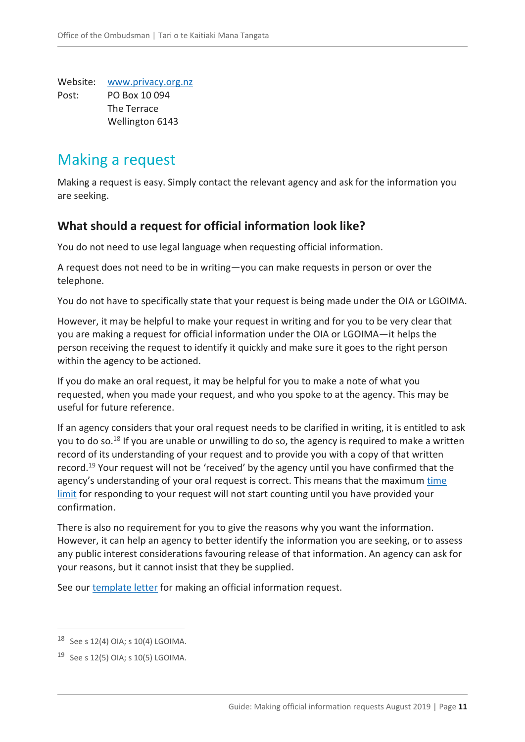Website: [www.privacy.org.nz](http://www.privacy.org.nz)
Post: PO Box 10 094
The Terrace
Wellington 6143

## Making a request

Making a request is easy. Simply contact the relevant agency and ask for the information you are seeking.

### What should a request for official information look like?

You do not need to use legal language when requesting official information.

A request does not need to be in writing—you can make requests in person or over the telephone.

You do not have to specifically state that your request is being made under the OIA or LGOIMA.

However, it may be helpful to make your request in writing and for you to be very clear that you are making a request for official information under the OIA or LGOIMA—it helps the person receiving the request to identify it quickly and make sure it goes to the right person within the agency to be actioned.

If you do make an oral request, it may be helpful for you to make a note of what you requested, when you made your request, and who you spoke to at the agency. This may be useful for future reference.

If an agency considers that your oral request needs to be clarified in writing, it is entitled to ask you to do so.[18] If you are unable or unwilling to do so, the agency is required to make a written record of its understanding of your request and to provide you with a copy of that written record.[19] Your request will not be 'received' by the agency until you have confirmed that the agency's understanding of your oral request is correct. This means that the maximum time limit for responding to your request will not start counting until you have provided your confirmation.

There is also no requirement for you to give the reasons why you want the information. However, it can help an agency to better identify the information you are seeking, or to assess any public interest considerations favouring release of that information. An agency can ask for your reasons, but it cannot insist that they be supplied.

See our template letter for making an official information request.

---

[18] See s 12(4) OIA; s 10(4) LGOIMA.

[19] See s 12(5) OIA; s 10(5) LGOIMA.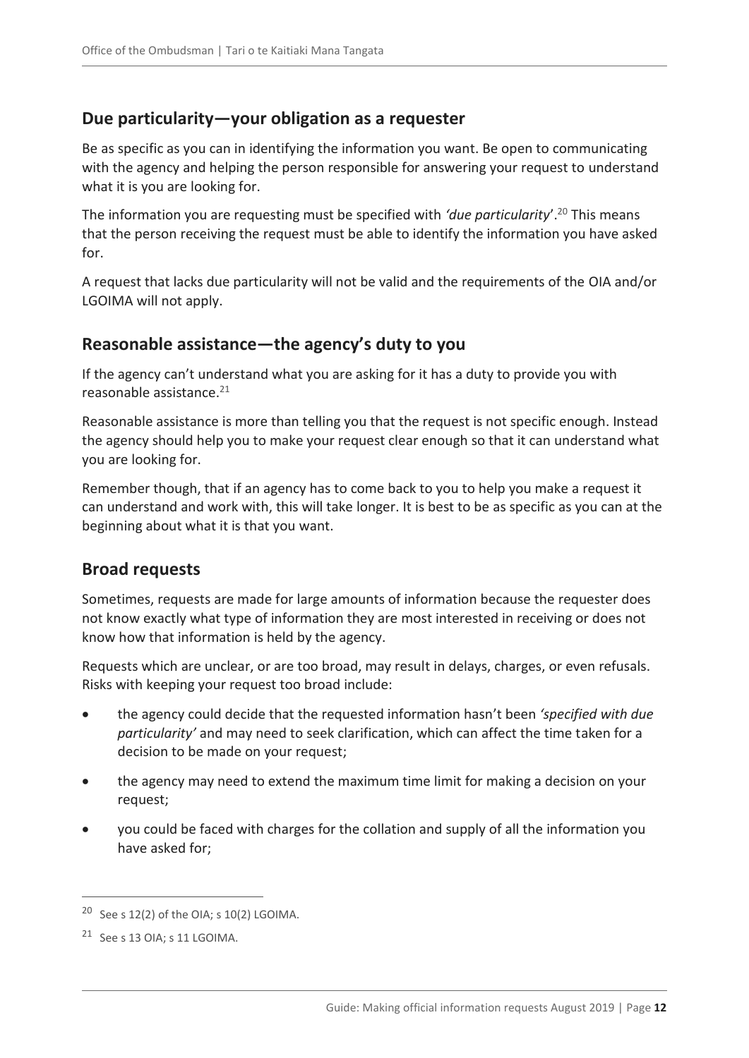## Due particularity—your obligation as a requester

Be as specific as you can in identifying the information you want. Be open to communicating with the agency and helping the person responsible for answering your request to understand what it is you are looking for.

The information you are requesting must be specified with *'due particularity'*.[20] This means that the person receiving the request must be able to identify the information you have asked for.

A request that lacks due particularity will not be valid and the requirements of the OIA and/or LGOIMA will not apply.

## Reasonable assistance—the agency's duty to you

If the agency can't understand what you are asking for it has a duty to provide you with reasonable assistance.[21]

Reasonable assistance is more than telling you that the request is not specific enough. Instead the agency should help you to make your request clear enough so that it can understand what you are looking for.

Remember though, that if an agency has to come back to you to help you make a request it can understand and work with, this will take longer. It is best to be as specific as you can at the beginning about what it is that you want.

## Broad requests

Sometimes, requests are made for large amounts of information because the requester does not know exactly what type of information they are most interested in receiving or does not know how that information is held by the agency.

Requests which are unclear, or are too broad, may result in delays, charges, or even refusals. Risks with keeping your request too broad include:

- the agency could decide that the requested information hasn't been *'specified with due particularity'* and may need to seek clarification, which can affect the time taken for a decision to be made on your request;
- the agency may need to extend the maximum time limit for making a decision on your request;
- you could be faced with charges for the collation and supply of all the information you have asked for;

---

[20] See s 12(2) of the OIA; s 10(2) LGOIMA.

[21] See s 13 OIA; s 11 LGOIMA.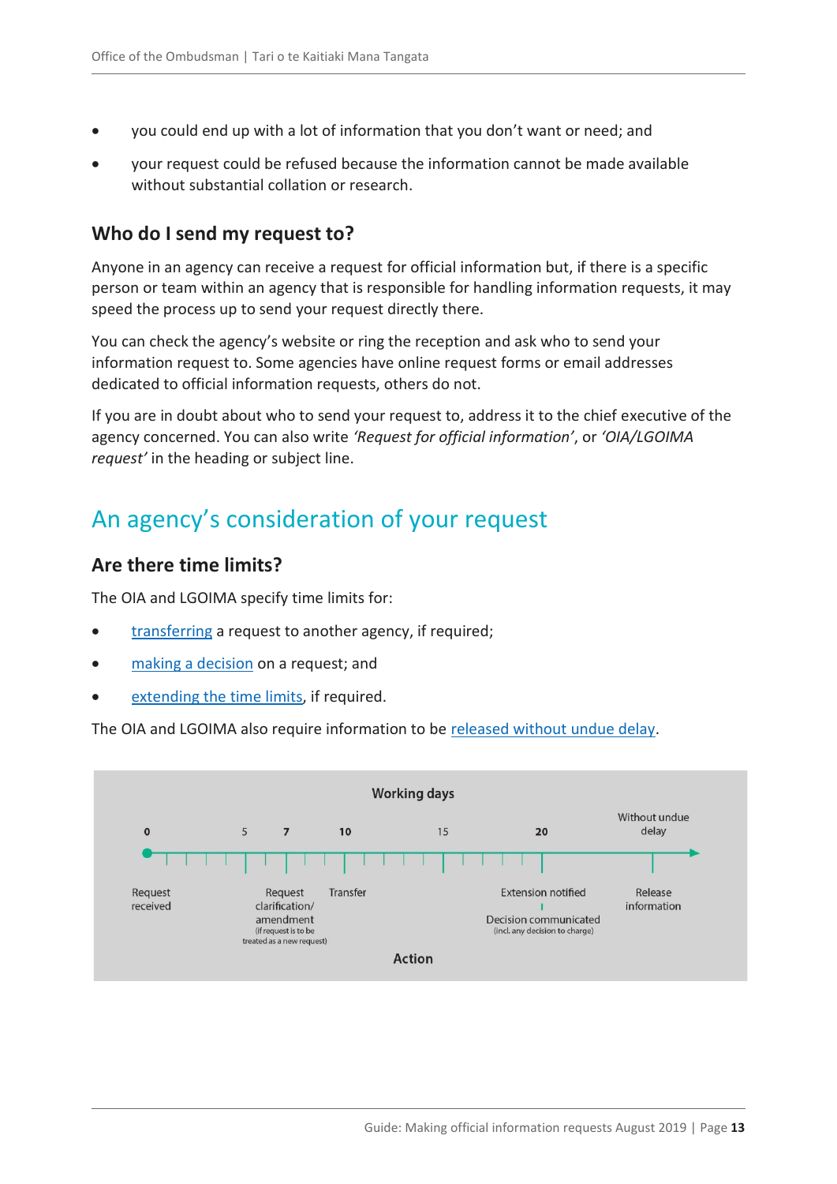- you could end up with a lot of information that you don't want or need; and
- your request could be refused because the information cannot be made available without substantial collation or research.

### Who do I send my request to?

Anyone in an agency can receive a request for official information but, if there is a specific person or team within an agency that is responsible for handling information requests, it may speed the process up to send your request directly there.

You can check the agency's website or ring the reception and ask who to send your information request to. Some agencies have online request forms or email addresses dedicated to official information requests, others do not.

If you are in doubt about who to send your request to, address it to the chief executive of the agency concerned. You can also write *'Request for official information'*, or *'OIA/LGOIMA request'* in the heading or subject line.

## An agency's consideration of your request

### Are there time limits?

The OIA and LGOIMA specify time limits for:

- transferring a request to another agency, if required;
- making a decision on a request; and
- extending the time limits, if required.

The OIA and LGOIMA also require information to be released without undue delay.

**Working days**

| Working days | Action |
|---|---|
| 0 | Request received |
| 7 | Request clarification/ amendment (if request is to be treated as a new request) |
| 10 | Transfer |
| 20 | Extension notified / Decision communicated (incl. any decision to charge) |
| Without undue delay | Release information |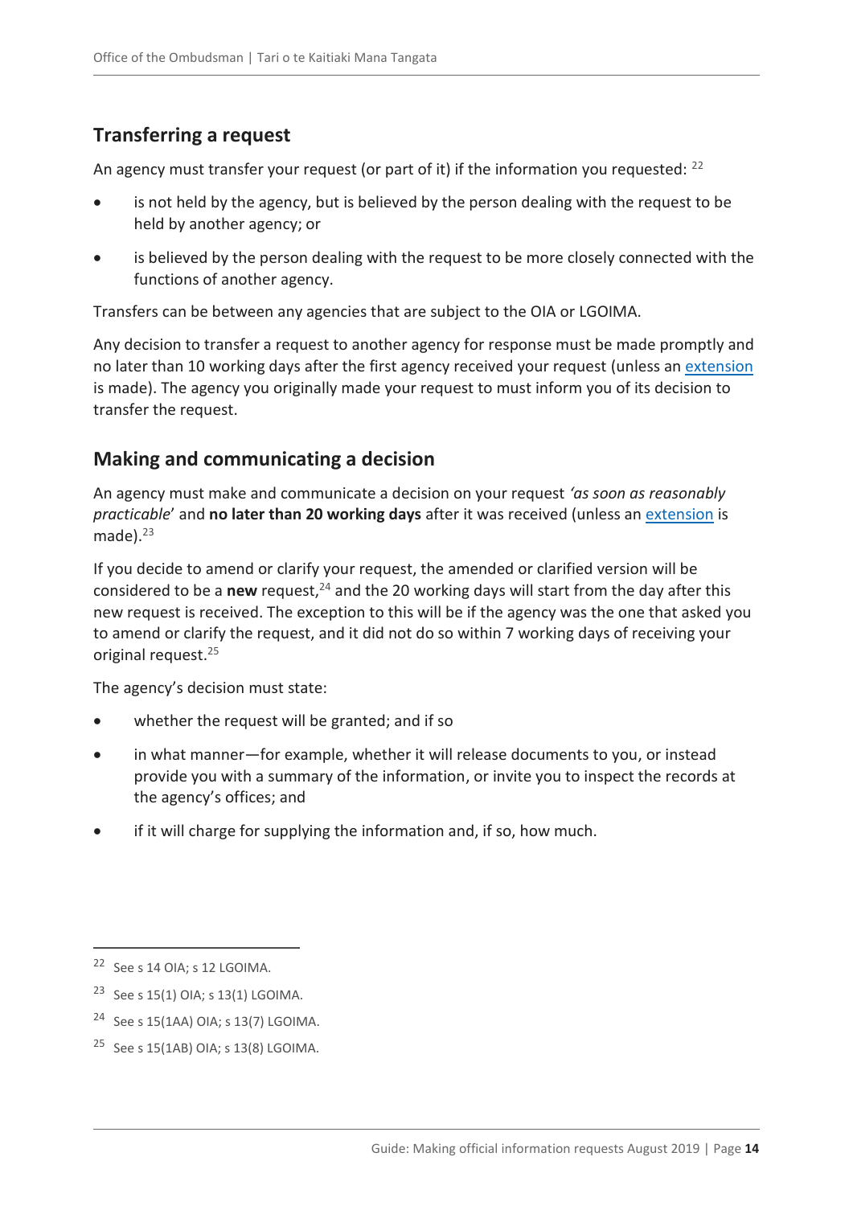## Transferring a request

An agency must transfer your request (or part of it) if the information you requested: [22]

- is not held by the agency, but is believed by the person dealing with the request to be held by another agency; or
- is believed by the person dealing with the request to be more closely connected with the functions of another agency.

Transfers can be between any agencies that are subject to the OIA or LGOIMA.

Any decision to transfer a request to another agency for response must be made promptly and no later than 10 working days after the first agency received your request (unless an extension is made). The agency you originally made your request to must inform you of its decision to transfer the request.

## Making and communicating a decision

An agency must make and communicate a decision on your request *'as soon as reasonably practicable'* and **no later than 20 working days** after it was received (unless an extension is made).[23]

If you decide to amend or clarify your request, the amended or clarified version will be considered to be a **new** request,[24] and the 20 working days will start from the day after this new request is received. The exception to this will be if the agency was the one that asked you to amend or clarify the request, and it did not do so within 7 working days of receiving your original request.[25]

The agency's decision must state:

- whether the request will be granted; and if so
- in what manner—for example, whether it will release documents to you, or instead provide you with a summary of the information, or invite you to inspect the records at the agency's offices; and
- if it will charge for supplying the information and, if so, how much.

---

[22] See s 14 OIA; s 12 LGOIMA.

[23] See s 15(1) OIA; s 13(1) LGOIMA.

[24] See s 15(1AA) OIA; s 13(7) LGOIMA.

[25] See s 15(1AB) OIA; s 13(8) LGOIMA.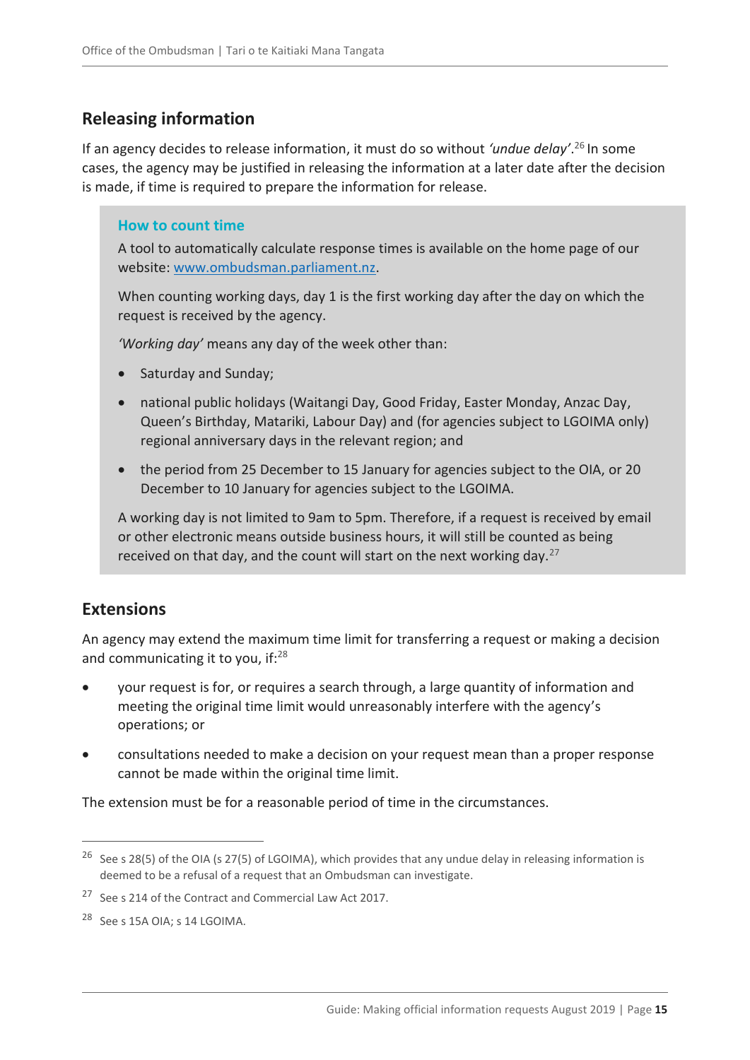## Releasing information

If an agency decides to release information, it must do so without *'undue delay'*.[26] In some cases, the agency may be justified in releasing the information at a later date after the decision is made, if time is required to prepare the information for release.

> ### How to count time
>
> A tool to automatically calculate response times is available on the home page of our website: [www.ombudsman.parliament.nz](www.ombudsman.parliament.nz).
>
> When counting working days, day 1 is the first working day after the day on which the request is received by the agency.
>
> *'Working day'* means any day of the week other than:
>
> - Saturday and Sunday;
> - national public holidays (Waitangi Day, Good Friday, Easter Monday, Anzac Day, Queen's Birthday, Matariki, Labour Day) and (for agencies subject to LGOIMA only) regional anniversary days in the relevant region; and
> - the period from 25 December to 15 January for agencies subject to the OIA, or 20 December to 10 January for agencies subject to the LGOIMA.
>
> A working day is not limited to 9am to 5pm. Therefore, if a request is received by email or other electronic means outside business hours, it will still be counted as being received on that day, and the count will start on the next working day.[27]

## Extensions

An agency may extend the maximum time limit for transferring a request or making a decision and communicating it to you, if:[28]

- your request is for, or requires a search through, a large quantity of information and meeting the original time limit would unreasonably interfere with the agency's operations; or
- consultations needed to make a decision on your request mean than a proper response cannot be made within the original time limit.

The extension must be for a reasonable period of time in the circumstances.

---

[26] See s 28(5) of the OIA (s 27(5) of LGOIMA), which provides that any undue delay in releasing information is deemed to be a refusal of a request that an Ombudsman can investigate.

[27] See s 214 of the Contract and Commercial Law Act 2017.

[28] See s 15A OIA; s 14 LGOIMA.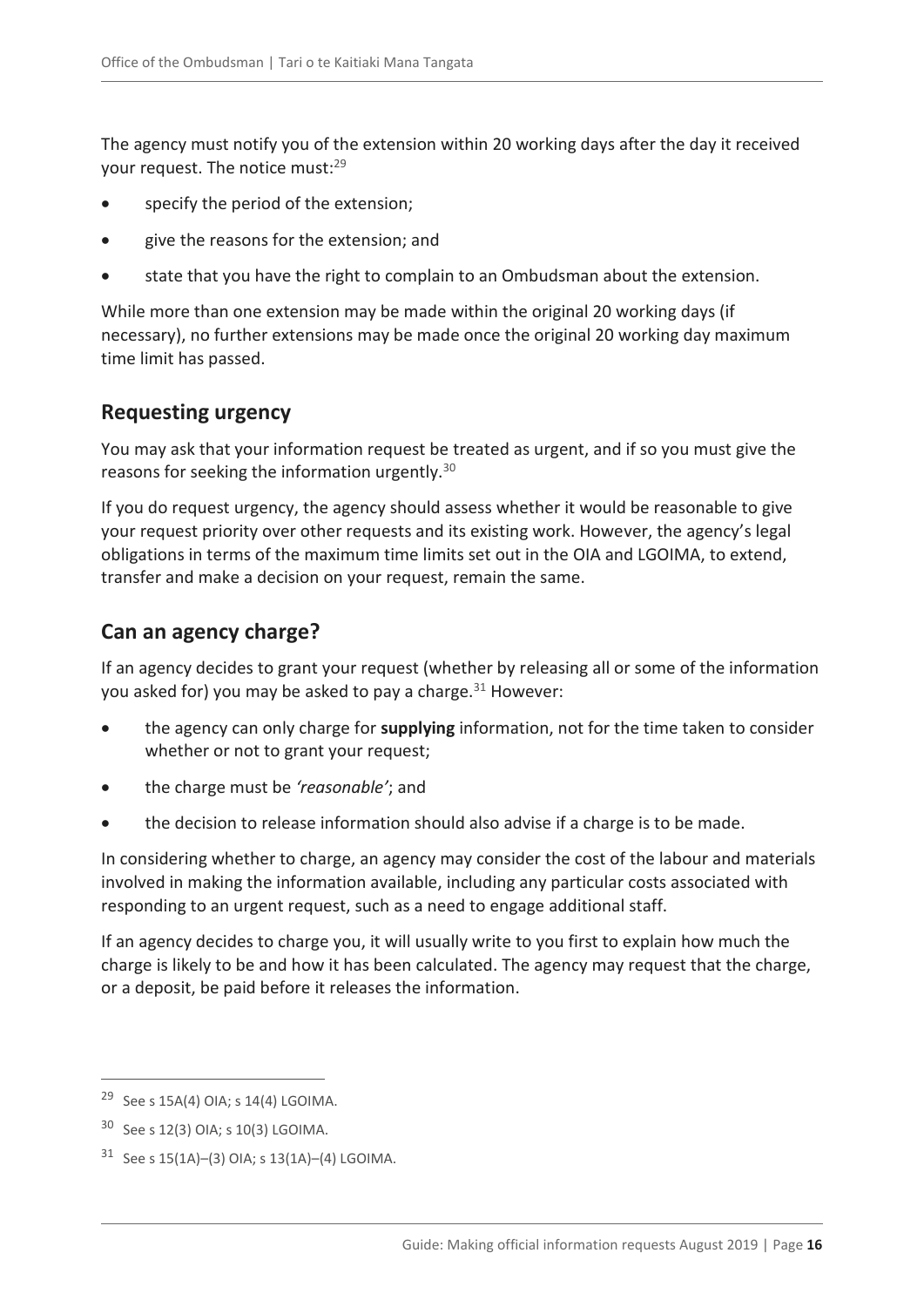The agency must notify you of the extension within 20 working days after the day it received your request. The notice must:[29]

- specify the period of the extension;
- give the reasons for the extension; and
- state that you have the right to complain to an Ombudsman about the extension.

While more than one extension may be made within the original 20 working days (if necessary), no further extensions may be made once the original 20 working day maximum time limit has passed.

## Requesting urgency

You may ask that your information request be treated as urgent, and if so you must give the reasons for seeking the information urgently.[30]

If you do request urgency, the agency should assess whether it would be reasonable to give your request priority over other requests and its existing work. However, the agency's legal obligations in terms of the maximum time limits set out in the OIA and LGOIMA, to extend, transfer and make a decision on your request, remain the same.

## Can an agency charge?

If an agency decides to grant your request (whether by releasing all or some of the information you asked for) you may be asked to pay a charge.[31] However:

- the agency can only charge for **supplying** information, not for the time taken to consider whether or not to grant your request;
- the charge must be *'reasonable'*; and
- the decision to release information should also advise if a charge is to be made.

In considering whether to charge, an agency may consider the cost of the labour and materials involved in making the information available, including any particular costs associated with responding to an urgent request, such as a need to engage additional staff.

If an agency decides to charge you, it will usually write to you first to explain how much the charge is likely to be and how it has been calculated. The agency may request that the charge, or a deposit, be paid before it releases the information.

---

[29] See s 15A(4) OIA; s 14(4) LGOIMA.

[30] See s 12(3) OIA; s 10(3) LGOIMA.

[31] See s 15(1A)–(3) OIA; s 13(1A)–(4) LGOIMA.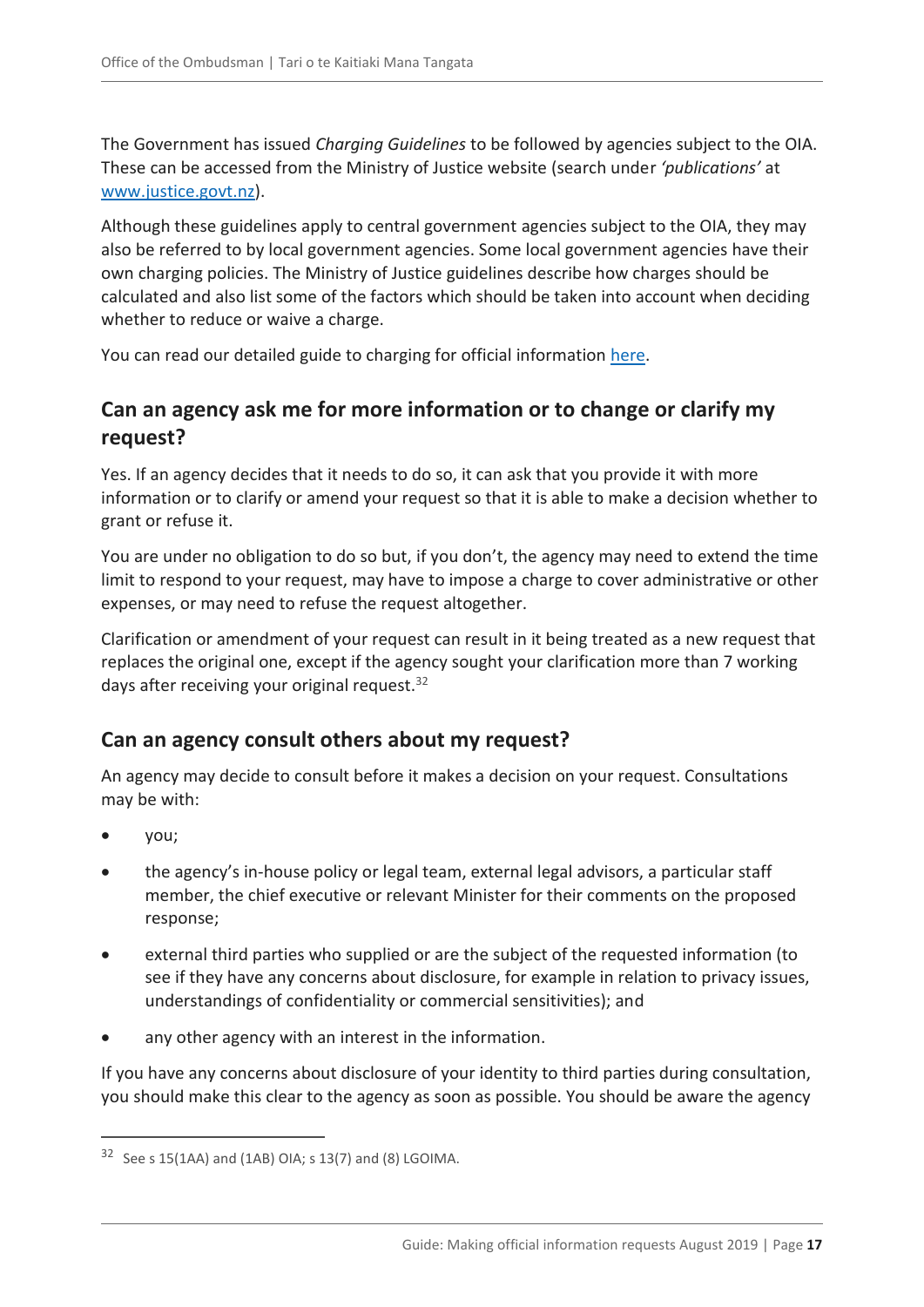The Government has issued *Charging Guidelines* to be followed by agencies subject to the OIA. These can be accessed from the Ministry of Justice website (search under *'publications'* at [www.justice.govt.nz](www.justice.govt.nz)).

Although these guidelines apply to central government agencies subject to the OIA, they may also be referred to by local government agencies. Some local government agencies have their own charging policies. The Ministry of Justice guidelines describe how charges should be calculated and also list some of the factors which should be taken into account when deciding whether to reduce or waive a charge.

You can read our detailed guide to charging for official information here.

## Can an agency ask me for more information or to change or clarify my request?

Yes. If an agency decides that it needs to do so, it can ask that you provide it with more information or to clarify or amend your request so that it is able to make a decision whether to grant or refuse it.

You are under no obligation to do so but, if you don't, the agency may need to extend the time limit to respond to your request, may have to impose a charge to cover administrative or other expenses, or may need to refuse the request altogether.

Clarification or amendment of your request can result in it being treated as a new request that replaces the original one, except if the agency sought your clarification more than 7 working days after receiving your original request.[32]

## Can an agency consult others about my request?

An agency may decide to consult before it makes a decision on your request. Consultations may be with:

- you;
- the agency's in-house policy or legal team, external legal advisors, a particular staff member, the chief executive or relevant Minister for their comments on the proposed response;
- external third parties who supplied or are the subject of the requested information (to see if they have any concerns about disclosure, for example in relation to privacy issues, understandings of confidentiality or commercial sensitivities); and
- any other agency with an interest in the information.

If you have any concerns about disclosure of your identity to third parties during consultation, you should make this clear to the agency as soon as possible. You should be aware the agency

---

[32] See s 15(1AA) and (1AB) OIA; s 13(7) and (8) LGOIMA.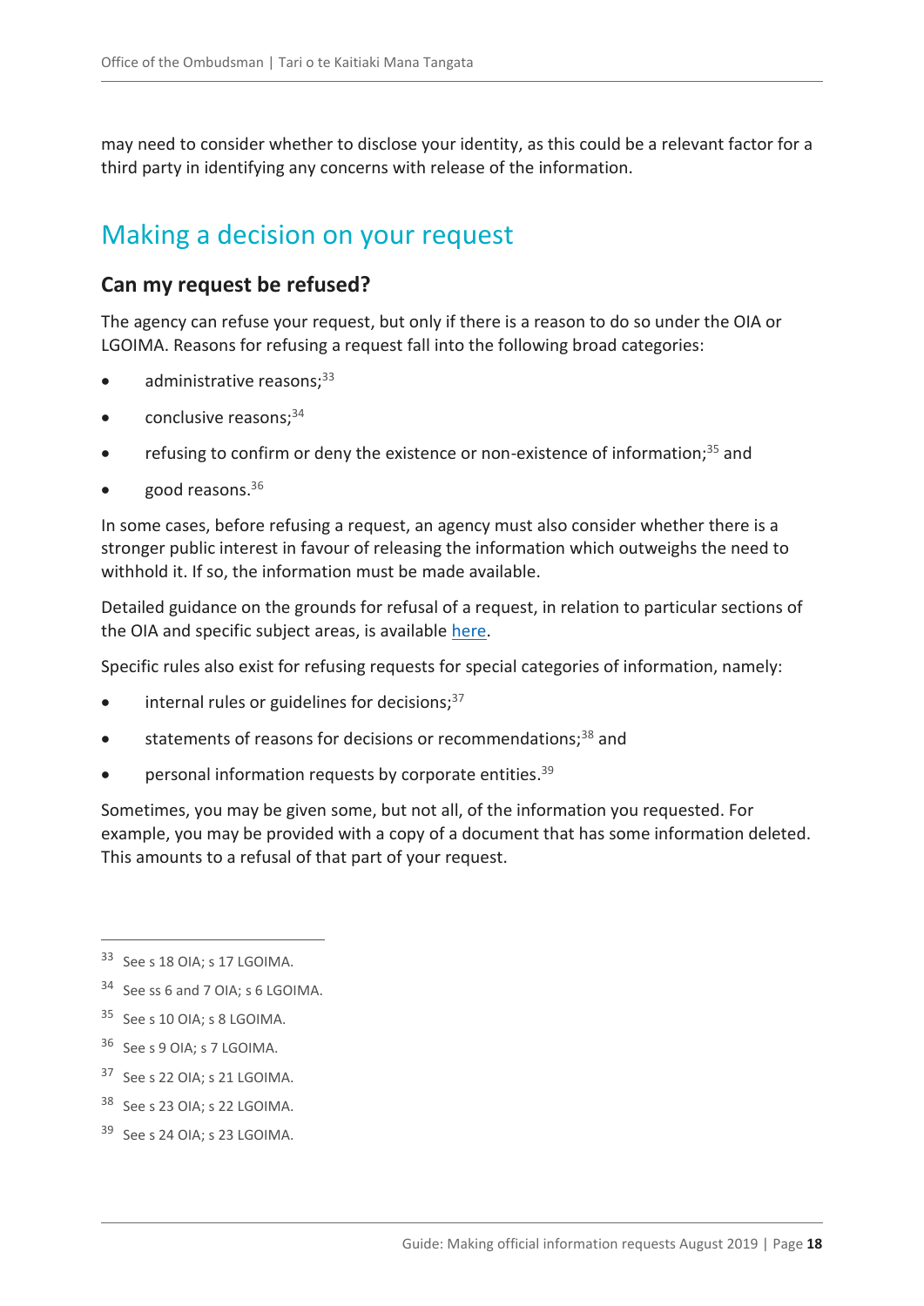may need to consider whether to disclose your identity, as this could be a relevant factor for a third party in identifying any concerns with release of the information.

## Making a decision on your request

### Can my request be refused?

The agency can refuse your request, but only if there is a reason to do so under the OIA or LGOIMA. Reasons for refusing a request fall into the following broad categories:

- administrative reasons;[33]
- conclusive reasons;[34]
- refusing to confirm or deny the existence or non-existence of information;[35] and
- good reasons.[36]

In some cases, before refusing a request, an agency must also consider whether there is a stronger public interest in favour of releasing the information which outweighs the need to withhold it. If so, the information must be made available.

Detailed guidance on the grounds for refusal of a request, in relation to particular sections of the OIA and specific subject areas, is available here.

Specific rules also exist for refusing requests for special categories of information, namely:

- internal rules or guidelines for decisions;[37]
- statements of reasons for decisions or recommendations;[38] and
- personal information requests by corporate entities.[39]

Sometimes, you may be given some, but not all, of the information you requested. For example, you may be provided with a copy of a document that has some information deleted. This amounts to a refusal of that part of your request.

---

[33] See s 18 OIA; s 17 LGOIMA.

[34] See ss 6 and 7 OIA; s 6 LGOIMA.

[35] See s 10 OIA; s 8 LGOIMA.

[36] See s 9 OIA; s 7 LGOIMA.

[37] See s 22 OIA; s 21 LGOIMA.

[38] See s 23 OIA; s 22 LGOIMA.

[39] See s 24 OIA; s 23 LGOIMA.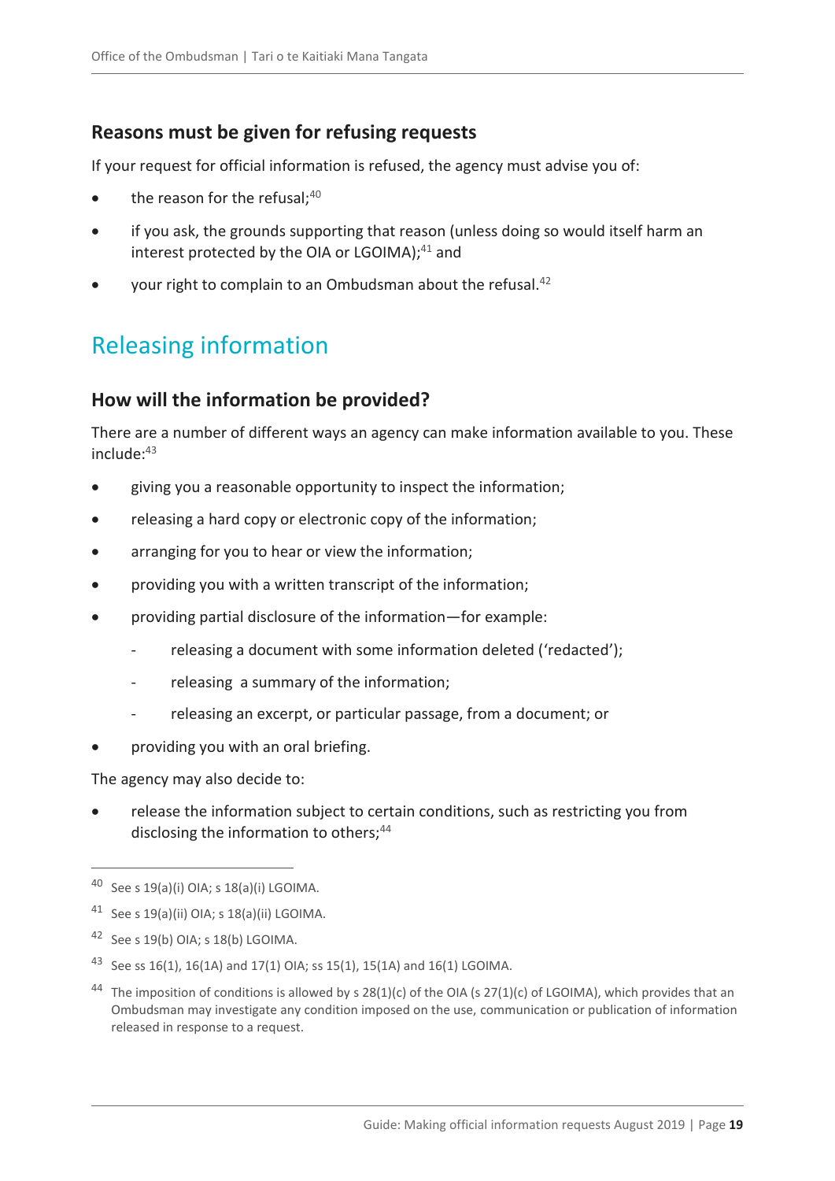### Reasons must be given for refusing requests

If your request for official information is refused, the agency must advise you of:

- the reason for the refusal;[40]
- if you ask, the grounds supporting that reason (unless doing so would itself harm an interest protected by the OIA or LGOIMA);[41] and
- your right to complain to an Ombudsman about the refusal.[42]

## Releasing information

### How will the information be provided?

There are a number of different ways an agency can make information available to you. These include:[43]

- giving you a reasonable opportunity to inspect the information;
- releasing a hard copy or electronic copy of the information;
- arranging for you to hear or view the information;
- providing you with a written transcript of the information;
- providing partial disclosure of the information—for example:
  - releasing a document with some information deleted ('redacted');
  - releasing a summary of the information;
  - releasing an excerpt, or particular passage, from a document; or
- providing you with an oral briefing.

The agency may also decide to:

- release the information subject to certain conditions, such as restricting you from disclosing the information to others;[44]

---

[40] See s 19(a)(i) OIA; s 18(a)(i) LGOIMA.

[41] See s 19(a)(ii) OIA; s 18(a)(ii) LGOIMA.

[42] See s 19(b) OIA; s 18(b) LGOIMA.

[43] See ss 16(1), 16(1A) and 17(1) OIA; ss 15(1), 15(1A) and 16(1) LGOIMA.

[44] The imposition of conditions is allowed by s 28(1)(c) of the OIA (s 27(1)(c) of LGOIMA), which provides that an Ombudsman may investigate any condition imposed on the use, communication or publication of information released in response to a request.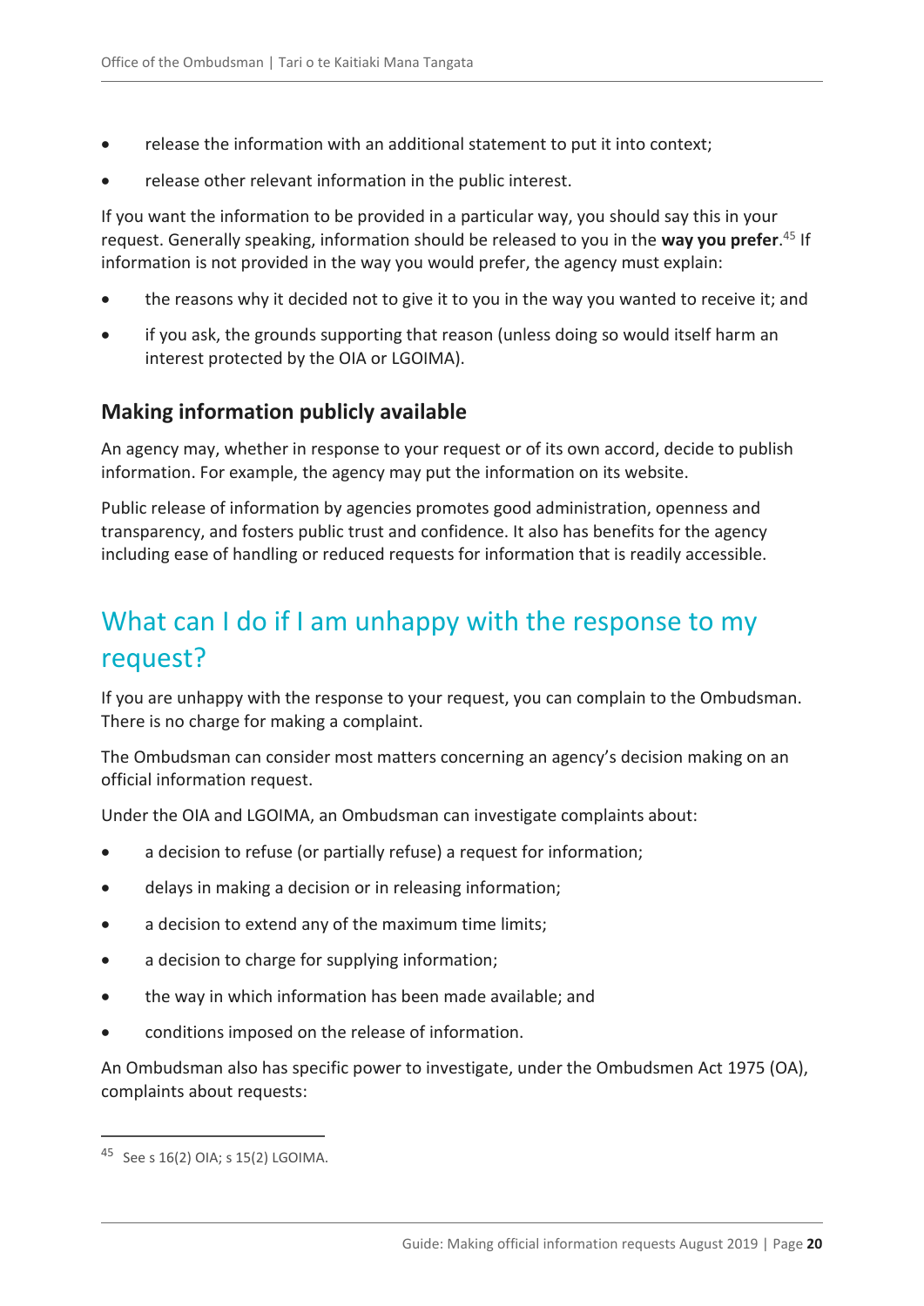- release the information with an additional statement to put it into context;
- release other relevant information in the public interest.

If you want the information to be provided in a particular way, you should say this in your request. Generally speaking, information should be released to you in the **way you prefer**.[45] If information is not provided in the way you would prefer, the agency must explain:

- the reasons why it decided not to give it to you in the way you wanted to receive it; and
- if you ask, the grounds supporting that reason (unless doing so would itself harm an interest protected by the OIA or LGOIMA).

### Making information publicly available

An agency may, whether in response to your request or of its own accord, decide to publish information. For example, the agency may put the information on its website.

Public release of information by agencies promotes good administration, openness and transparency, and fosters public trust and confidence. It also has benefits for the agency including ease of handling or reduced requests for information that is readily accessible.

## What can I do if I am unhappy with the response to my request?

If you are unhappy with the response to your request, you can complain to the Ombudsman. There is no charge for making a complaint.

The Ombudsman can consider most matters concerning an agency's decision making on an official information request.

Under the OIA and LGOIMA, an Ombudsman can investigate complaints about:

- a decision to refuse (or partially refuse) a request for information;
- delays in making a decision or in releasing information;
- a decision to extend any of the maximum time limits;
- a decision to charge for supplying information;
- the way in which information has been made available; and
- conditions imposed on the release of information.

An Ombudsman also has specific power to investigate, under the Ombudsmen Act 1975 (OA), complaints about requests:

---

[45] See s 16(2) OIA; s 15(2) LGOIMA.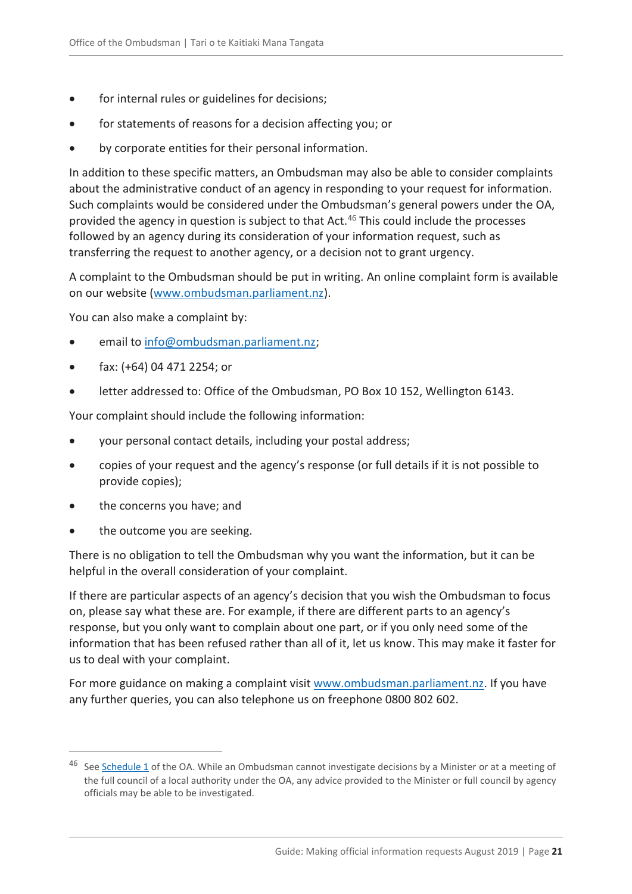- for internal rules or guidelines for decisions;
- for statements of reasons for a decision affecting you; or
- by corporate entities for their personal information.

In addition to these specific matters, an Ombudsman may also be able to consider complaints about the administrative conduct of an agency in responding to your request for information. Such complaints would be considered under the Ombudsman's general powers under the OA, provided the agency in question is subject to that Act.[46] This could include the processes followed by an agency during its consideration of your information request, such as transferring the request to another agency, or a decision not to grant urgency.

A complaint to the Ombudsman should be put in writing. An online complaint form is available on our website (www.ombudsman.parliament.nz).

You can also make a complaint by:

- email to info@ombudsman.parliament.nz;
- fax: (+64) 04 471 2254; or
- letter addressed to: Office of the Ombudsman, PO Box 10 152, Wellington 6143.

Your complaint should include the following information:

- your personal contact details, including your postal address;
- copies of your request and the agency's response (or full details if it is not possible to provide copies);
- the concerns you have; and
- the outcome you are seeking.

There is no obligation to tell the Ombudsman why you want the information, but it can be helpful in the overall consideration of your complaint.

If there are particular aspects of an agency's decision that you wish the Ombudsman to focus on, please say what these are. For example, if there are different parts to an agency's response, but you only want to complain about one part, or if you only need some of the information that has been refused rather than all of it, let us know. This may make it faster for us to deal with your complaint.

For more guidance on making a complaint visit www.ombudsman.parliament.nz. If you have any further queries, you can also telephone us on freephone 0800 802 602.

---

[46] See Schedule 1 of the OA. While an Ombudsman cannot investigate decisions by a Minister or at a meeting of the full council of a local authority under the OA, any advice provided to the Minister or full council by agency officials may be able to be investigated.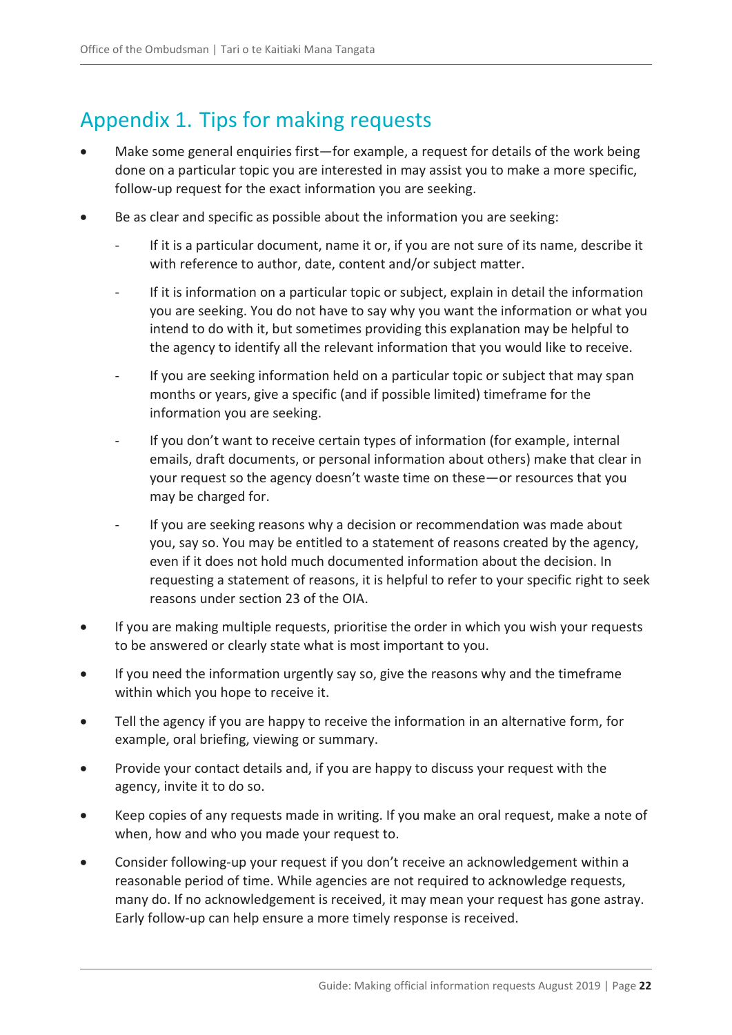## Appendix 1. Tips for making requests

- Make some general enquiries first—for example, a request for details of the work being done on a particular topic you are interested in may assist you to make a more specific, follow-up request for the exact information you are seeking.
- Be as clear and specific as possible about the information you are seeking:
  - If it is a particular document, name it or, if you are not sure of its name, describe it with reference to author, date, content and/or subject matter.
  - If it is information on a particular topic or subject, explain in detail the information you are seeking. You do not have to say why you want the information or what you intend to do with it, but sometimes providing this explanation may be helpful to the agency to identify all the relevant information that you would like to receive.
  - If you are seeking information held on a particular topic or subject that may span months or years, give a specific (and if possible limited) timeframe for the information you are seeking.
  - If you don't want to receive certain types of information (for example, internal emails, draft documents, or personal information about others) make that clear in your request so the agency doesn't waste time on these—or resources that you may be charged for.
  - If you are seeking reasons why a decision or recommendation was made about you, say so. You may be entitled to a statement of reasons created by the agency, even if it does not hold much documented information about the decision. In requesting a statement of reasons, it is helpful to refer to your specific right to seek reasons under section 23 of the OIA.
- If you are making multiple requests, prioritise the order in which you wish your requests to be answered or clearly state what is most important to you.
- If you need the information urgently say so, give the reasons why and the timeframe within which you hope to receive it.
- Tell the agency if you are happy to receive the information in an alternative form, for example, oral briefing, viewing or summary.
- Provide your contact details and, if you are happy to discuss your request with the agency, invite it to do so.
- Keep copies of any requests made in writing. If you make an oral request, make a note of when, how and who you made your request to.
- Consider following-up your request if you don't receive an acknowledgement within a reasonable period of time. While agencies are not required to acknowledge requests, many do. If no acknowledgement is received, it may mean your request has gone astray. Early follow-up can help ensure a more timely response is received.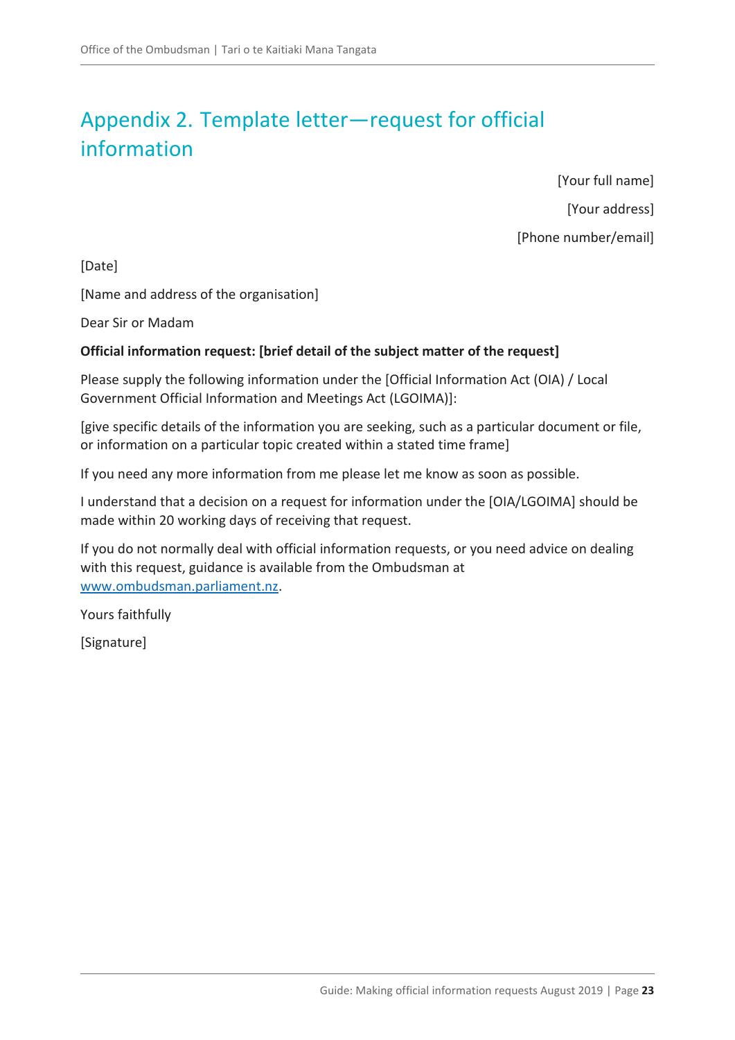# Appendix 2. Template letter—request for official information

[Your full name]

[Your address]

[Phone number/email]

[Date]

[Name and address of the organisation]

Dear Sir or Madam

**Official information request: [brief detail of the subject matter of the request]**

Please supply the following information under the [Official Information Act (OIA) / Local Government Official Information and Meetings Act (LGOIMA)]:

[give specific details of the information you are seeking, such as a particular document or file, or information on a particular topic created within a stated time frame]

If you need any more information from me please let me know as soon as possible.

I understand that a decision on a request for information under the [OIA/LGOIMA] should be made within 20 working days of receiving that request.

If you do not normally deal with official information requests, or you need advice on dealing with this request, guidance is available from the Ombudsman at www.ombudsman.parliament.nz.

Yours faithfully

[Signature]